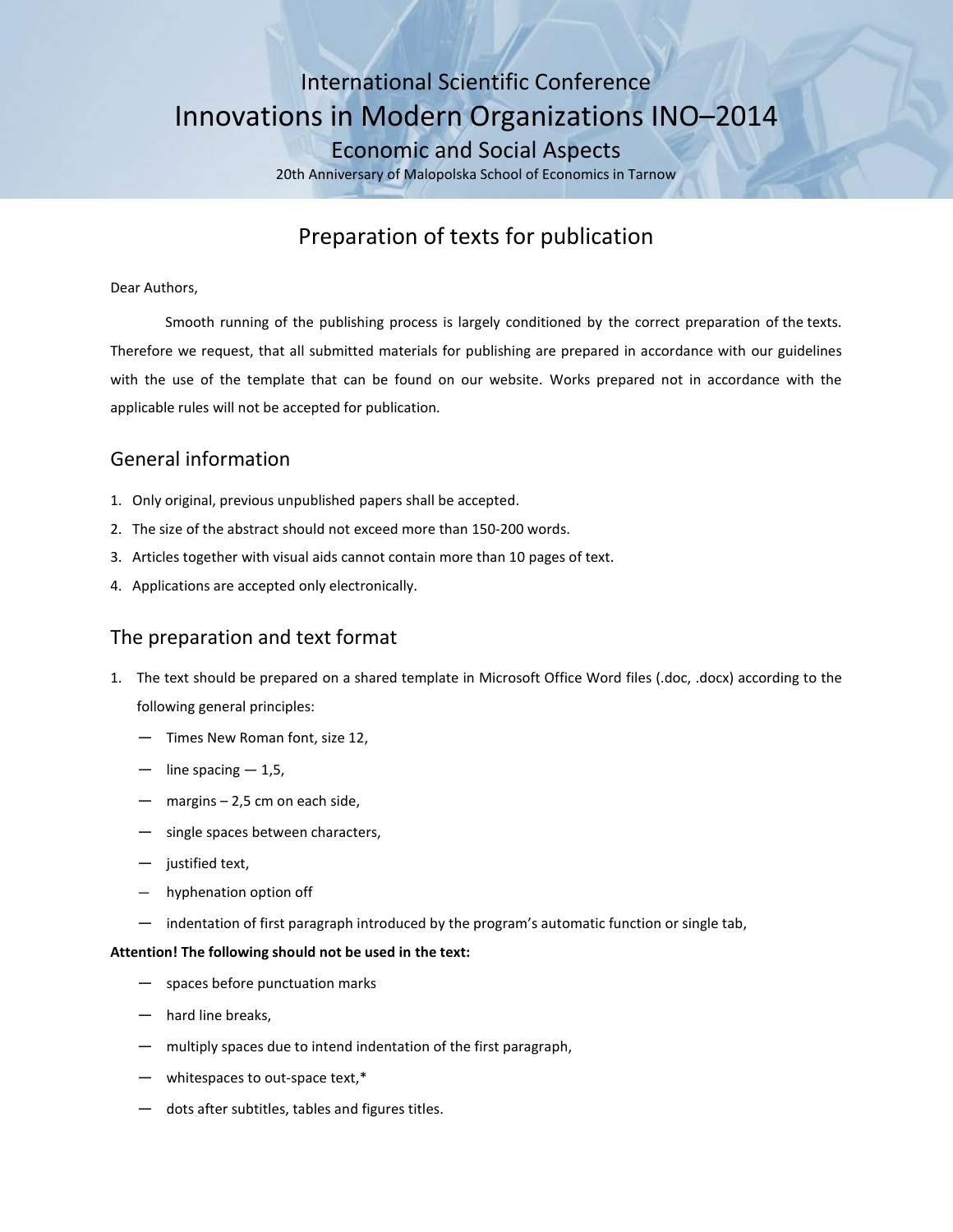International Scientific Conference

# Innovations in Modern Organizations INO–2014

Economic and Social Aspects

20th Anniversary of Malopolska School of Economics in Tarnow

## Preparation of texts for publication

Dear Authors,

Smooth running of the publishing process is largely conditioned by the correct preparation of the texts. Therefore we request, that all submitted materials for publishing are prepared in accordance with our guidelines with the use of the template that can be found on our website. Works prepared not in accordance with the applicable rules will not be accepted for publication.

### General information

1. Only original, previous unpublished papers shall be accepted.
2. The size of the abstract should not exceed more than 150-200 words.
3. Articles together with visual aids cannot contain more than 10 pages of text.
4. Applications are accepted only electronically.

### The preparation and text format

1. The text should be prepared on a shared template in Microsoft Office Word files (.doc, .docx) according to the following general principles:
   - Times New Roman font, size 12,
   - line spacing — 1,5,
   - margins – 2,5 cm on each side,
   - single spaces between characters,
   - justified text,
   - hyphenation option off
   - indentation of first paragraph introduced by the program's automatic function or single tab,

**Attention! The following should not be used in the text:**

- spaces before punctuation marks
- hard line breaks,
- multiply spaces due to intend indentation of the first paragraph,
- whitespaces to out-space text,*
- dots after subtitles, tables and figures titles.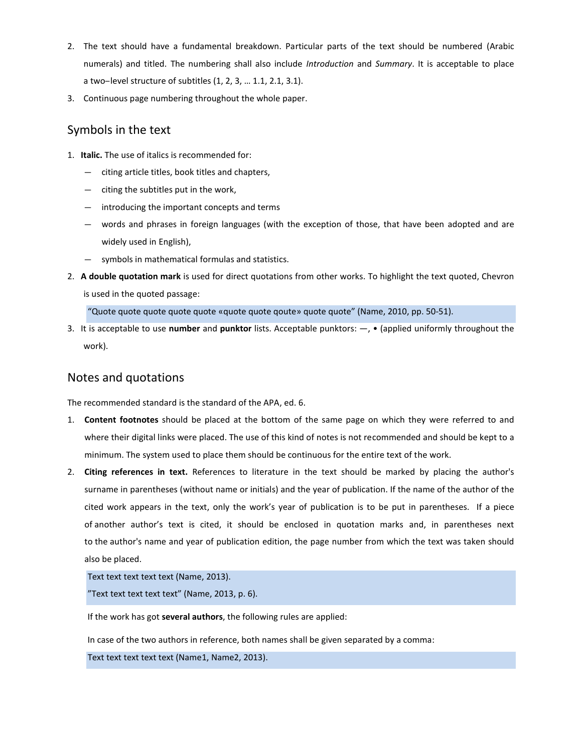2. The text should have a fundamental breakdown. Particular parts of the text should be numbered (Arabic numerals) and titled. The numbering shall also include *Introduction* and *Summary*. It is acceptable to place a two–level structure of subtitles (1, 2, 3, … 1.1, 2.1, 3.1).
3. Continuous page numbering throughout the whole paper.

## Symbols in the text

1. **Italic.** The use of italics is recommended for:
   — citing article titles, book titles and chapters,
   — citing the subtitles put in the work,
   — introducing the important concepts and terms
   — words and phrases in foreign languages (with the exception of those, that have been adopted and are widely used in English),
   — symbols in mathematical formulas and statistics.
2. **A double quotation mark** is used for direct quotations from other works. To highlight the text quoted, Chevron is used in the quoted passage:

   "Quote quote quote quote quote «quote quote qoute» quote quote" (Name, 2010, pp. 50-51).
3. It is acceptable to use **number** and **punktor** lists. Acceptable punktors: —, • (applied uniformly throughout the work).

## Notes and quotations

The recommended standard is the standard of the APA, ed. 6.

1. **Content footnotes** should be placed at the bottom of the same page on which they were referred to and where their digital links were placed. The use of this kind of notes is not recommended and should be kept to a minimum. The system used to place them should be continuous for the entire text of the work.
2. **Citing references in text.** References to literature in the text should be marked by placing the author's surname in parentheses (without name or initials) and the year of publication. If the name of the author of the cited work appears in the text, only the work's year of publication is to be put in parentheses. If a piece of another author's text is cited, it should be enclosed in quotation marks and, in parentheses next to the author's name and year of publication edition, the page number from which the text was taken should also be placed.

   Text text text text text (Name, 2013).
   
   "Text text text text text" (Name, 2013, p. 6).

   If the work has got **several authors**, the following rules are applied:

   In case of the two authors in reference, both names shall be given separated by a comma:

   Text text text text text (Name1, Name2, 2013).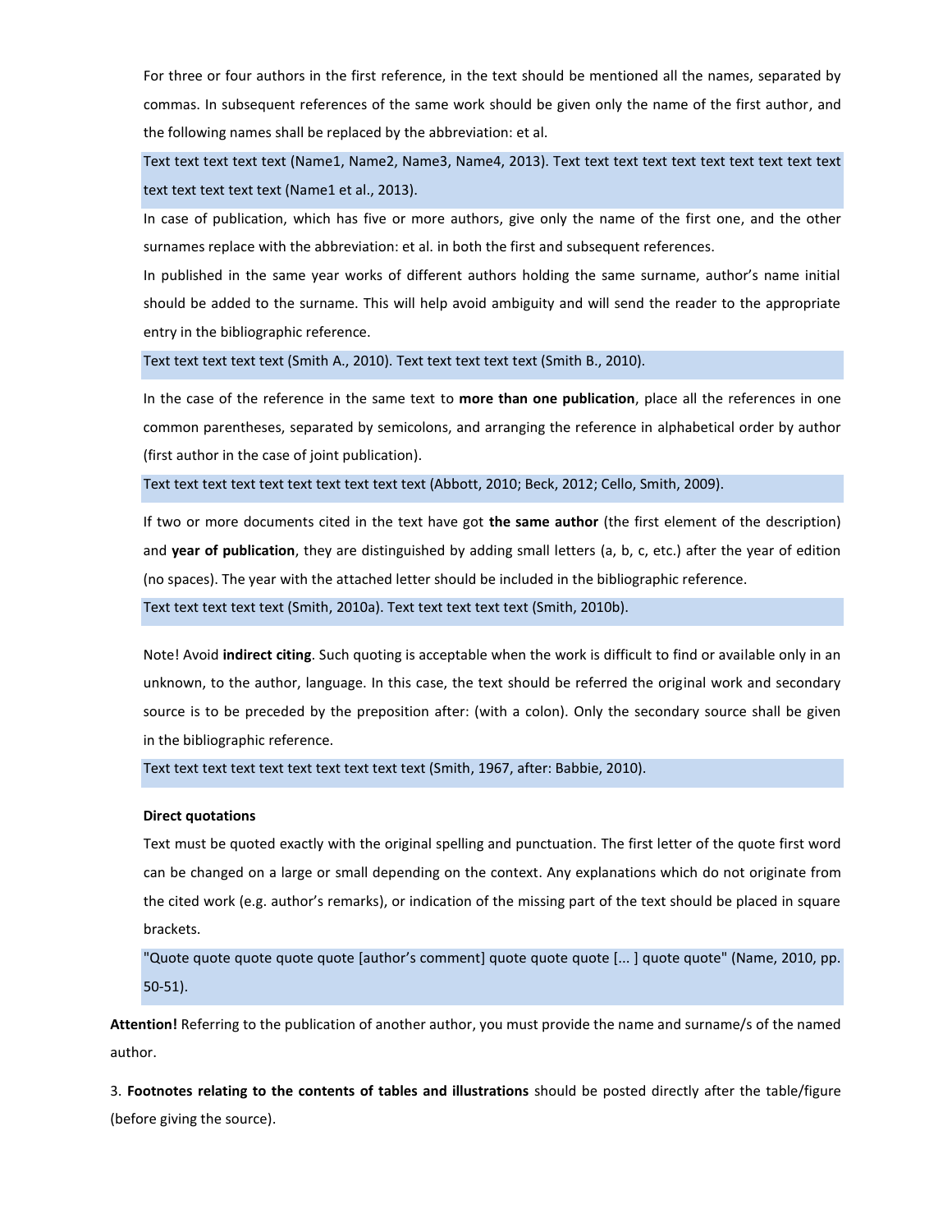For three or four authors in the first reference, in the text should be mentioned all the names, separated by commas. In subsequent references of the same work should be given only the name of the first author, and the following names shall be replaced by the abbreviation: et al.

Text text text text text (Name1, Name2, Name3, Name4, 2013). Text text text text text text text text text text text text text text (Name1 et al., 2013).

In case of publication, which has five or more authors, give only the name of the first one, and the other surnames replace with the abbreviation: et al. in both the first and subsequent references.

In published in the same year works of different authors holding the same surname, author's name initial should be added to the surname. This will help avoid ambiguity and will send the reader to the appropriate entry in the bibliographic reference.

Text text text text text (Smith A., 2010). Text text text text text (Smith B., 2010).

In the case of the reference in the same text to **more than one publication**, place all the references in one common parentheses, separated by semicolons, and arranging the reference in alphabetical order by author (first author in the case of joint publication).

Text text text text text text text text text text (Abbott, 2010; Beck, 2012; Cello, Smith, 2009).

If two or more documents cited in the text have got **the same author** (the first element of the description) and **year of publication**, they are distinguished by adding small letters (a, b, c, etc.) after the year of edition (no spaces). The year with the attached letter should be included in the bibliographic reference.

Text text text text text (Smith, 2010a). Text text text text text (Smith, 2010b).

Note! Avoid **indirect citing**. Such quoting is acceptable when the work is difficult to find or available only in an unknown, to the author, language. In this case, the text should be referred the original work and secondary source is to be preceded by the preposition after: (with a colon). Only the secondary source shall be given in the bibliographic reference.

Text text text text text text text text text text (Smith, 1967, after: Babbie, 2010).

**Direct quotations**

Text must be quoted exactly with the original spelling and punctuation. The first letter of the quote first word can be changed on a large or small depending on the context. Any explanations which do not originate from the cited work (e.g. author's remarks), or indication of the missing part of the text should be placed in square brackets.

"Quote quote quote quote quote [author's comment] quote quote quote [... ] quote quote" (Name, 2010, pp. 50-51).

**Attention!** Referring to the publication of another author, you must provide the name and surname/s of the named author.

3. **Footnotes relating to the contents of tables and illustrations** should be posted directly after the table/figure (before giving the source).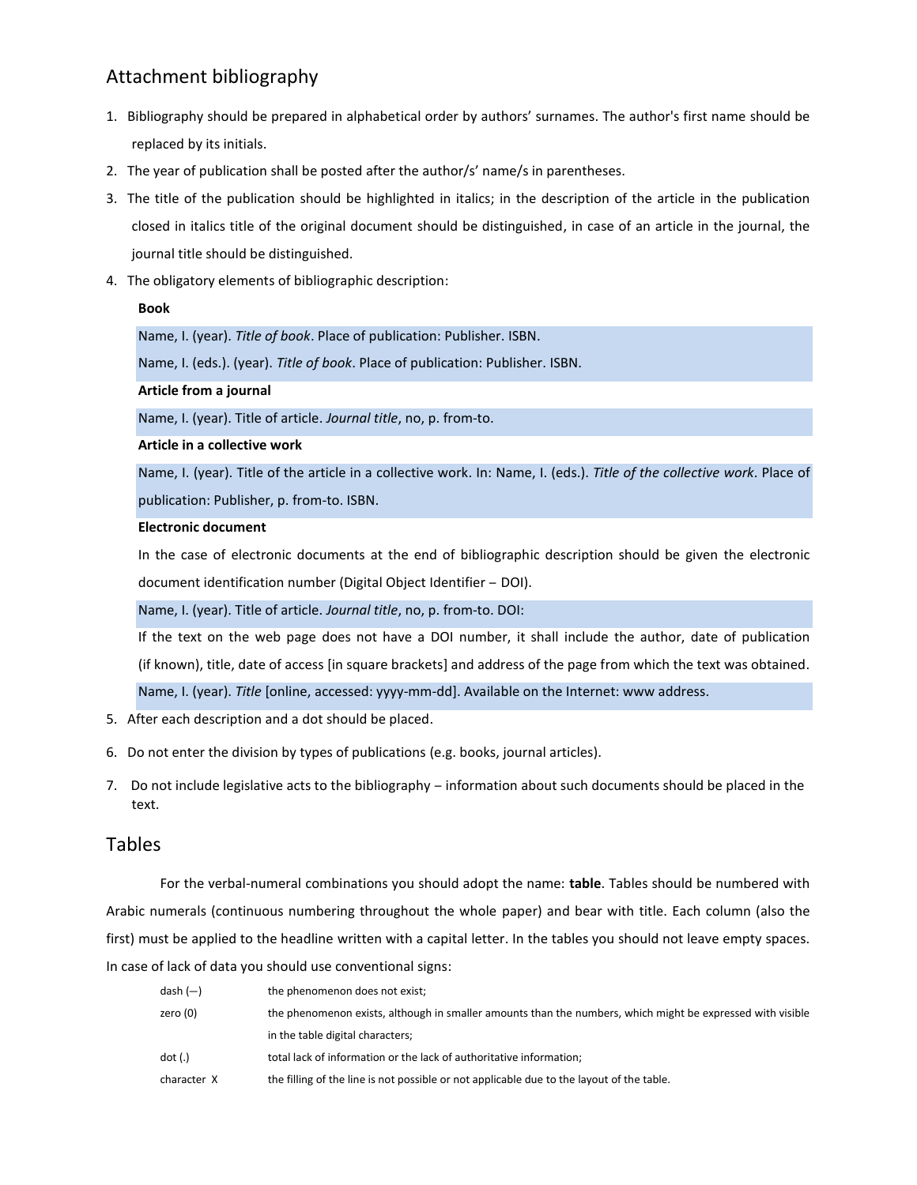## Attachment bibliography

1. Bibliography should be prepared in alphabetical order by authors' surnames. The author's first name should be replaced by its initials.
2. The year of publication shall be posted after the author/s' name/s in parentheses.
3. The title of the publication should be highlighted in italics; in the description of the article in the publication closed in italics title of the original document should be distinguished, in case of an article in the journal, the journal title should be distinguished.
4. The obligatory elements of bibliographic description:

   **Book**

   Name, I. (year). *Title of book*. Place of publication: Publisher. ISBN.

   Name, I. (eds.). (year). *Title of book*. Place of publication: Publisher. ISBN.

   **Article from a journal**

   Name, I. (year). Title of article. *Journal title*, no, p. from-to.

   **Article in a collective work**

   Name, I. (year). Title of the article in a collective work. In: Name, I. (eds.). *Title of the collective work*. Place of publication: Publisher, p. from-to. ISBN.

   **Electronic document**

   In the case of electronic documents at the end of bibliographic description should be given the electronic document identification number (Digital Object Identifier – DOI).

   Name, I. (year). Title of article. *Journal title*, no, p. from-to. DOI:

   If the text on the web page does not have a DOI number, it shall include the author, date of publication (if known), title, date of access [in square brackets] and address of the page from which the text was obtained.

   Name, I. (year). *Title* [online, accessed: yyyy-mm-dd]. Available on the Internet: www address.

5. After each description and a dot should be placed.
6. Do not enter the division by types of publications (e.g. books, journal articles).
7. Do not include legislative acts to the bibliography – information about such documents should be placed in the text.

## Tables

For the verbal-numeral combinations you should adopt the name: **table**. Tables should be numbered with Arabic numerals (continuous numbering throughout the whole paper) and bear with title. Each column (also the first) must be applied to the headline written with a capital letter. In the tables you should not leave empty spaces. In case of lack of data you should use conventional signs:

| | |
|---|---|
| dash (—) | the phenomenon does not exist; |
| zero (0) | the phenomenon exists, although in smaller amounts than the numbers, which might be expressed with visible in the table digital characters; |
| dot (.) | total lack of information or the lack of authoritative information; |
| character X | the filling of the line is not possible or not applicable due to the layout of the table. |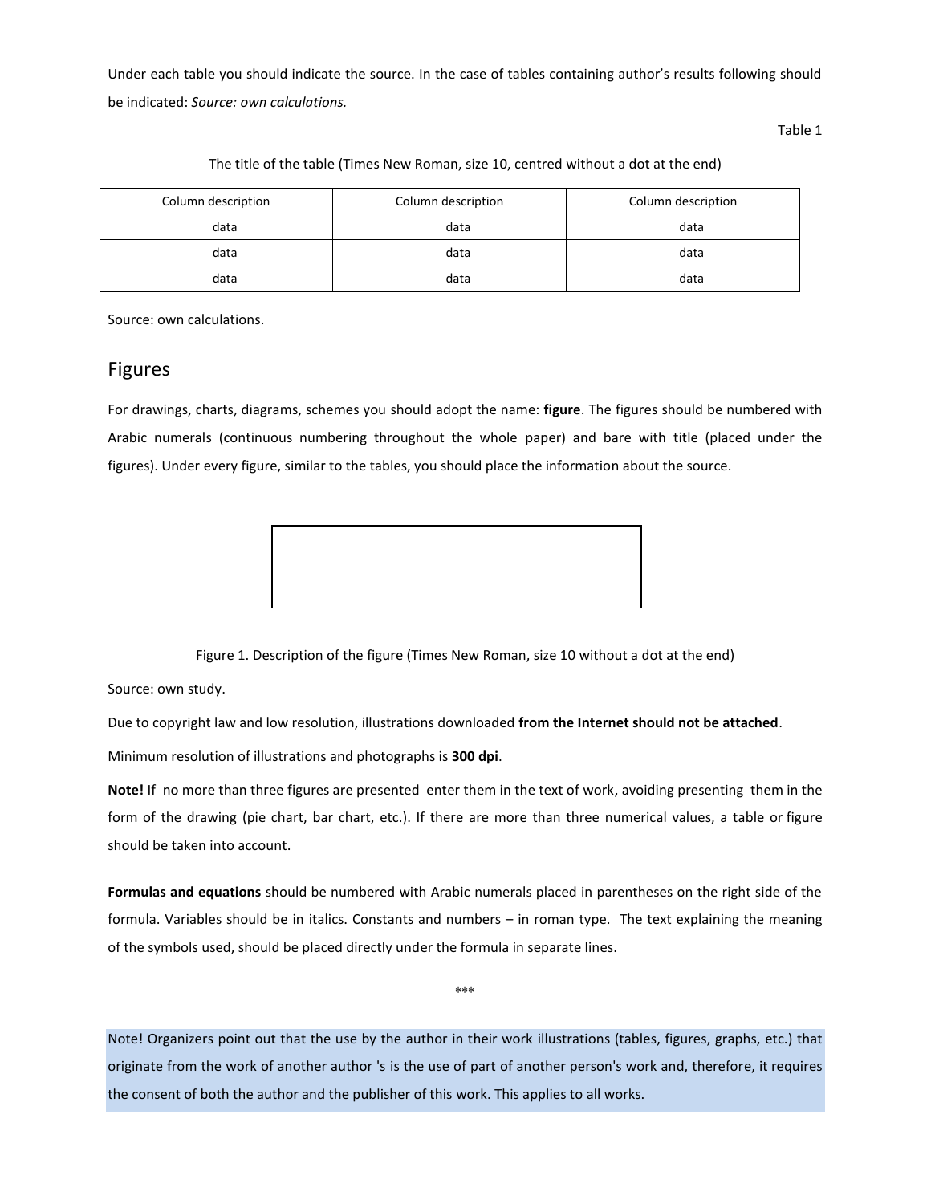Under each table you should indicate the source. In the case of tables containing author's results following should be indicated: *Source: own calculations.*

Table 1

The title of the table (Times New Roman, size 10, centred without a dot at the end)

| Column description | Column description | Column description |
|---|---|---|
| data | data | data |
| data | data | data |
| data | data | data |

Source: own calculations.

## Figures

For drawings, charts, diagrams, schemes you should adopt the name: **figure**. The figures should be numbered with Arabic numerals (continuous numbering throughout the whole paper) and bare with title (placed under the figures). Under every figure, similar to the tables, you should place the information about the source.

Figure 1. Description of the figure (Times New Roman, size 10 without a dot at the end)

Source: own study.

Due to copyright law and low resolution, illustrations downloaded **from the Internet should not be attached**.

Minimum resolution of illustrations and photographs is **300 dpi**.

**Note!** If no more than three figures are presented enter them in the text of work, avoiding presenting them in the form of the drawing (pie chart, bar chart, etc.). If there are more than three numerical values, a table or figure should be taken into account.

**Formulas and equations** should be numbered with Arabic numerals placed in parentheses on the right side of the formula. Variables should be in italics. Constants and numbers – in roman type. The text explaining the meaning of the symbols used, should be placed directly under the formula in separate lines.

***

Note! Organizers point out that the use by the author in their work illustrations (tables, figures, graphs, etc.) that originate from the work of another author 's is the use of part of another person's work and, therefore, it requires the consent of both the author and the publisher of this work. This applies to all works.